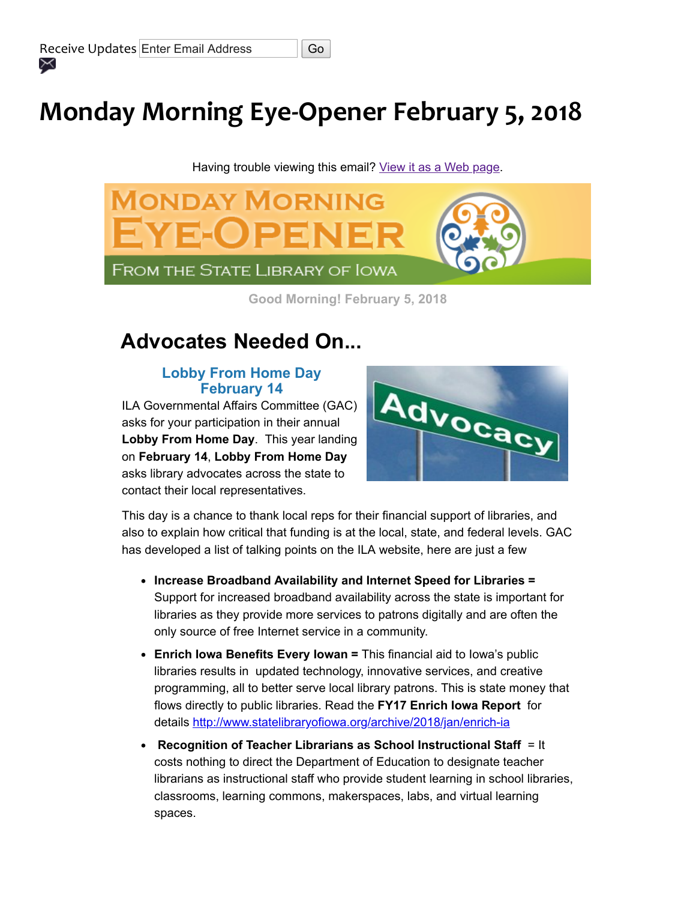Receive Updates Enter Email Address Go

# Monday Morning Eye-Opener February 5, 2018

Having trouble viewing this email? [View it as a Web page](#).

**Good Morning! February 5, 2018**

## Advocates Needed On...

### Lobby From Home Day February 14

ILA Governmental Affairs Committee (GAC) asks for your participation in their annual **Lobby From Home Day**. This year landing on **February 14**, **Lobby From Home Day** asks library advocates across the state to contact their local representatives.

This day is a chance to thank local reps for their financial support of libraries, and also to explain how critical that funding is at the local, state, and federal levels. GAC has developed a list of talking points on the ILA website, here are just a few

- **Increase Broadband Availability and Internet Speed for Libraries =** Support for increased broadband availability across the state is important for libraries as they provide more services to patrons digitally and are often the only source of free Internet service in a community.
- **Enrich Iowa Benefits Every Iowan =** This financial aid to Iowa's public libraries results in updated technology, innovative services, and creative programming, all to better serve local library patrons. This is state money that flows directly to public libraries. Read the **FY17 Enrich Iowa Report** for details http://www.statelibraryofiowa.org/archive/2018/jan/enrich-ia
- **Recognition of Teacher Librarians as School Instructional Staff** = It costs nothing to direct the Department of Education to designate teacher librarians as instructional staff who provide student learning in school libraries, classrooms, learning commons, makerspaces, labs, and virtual learning spaces.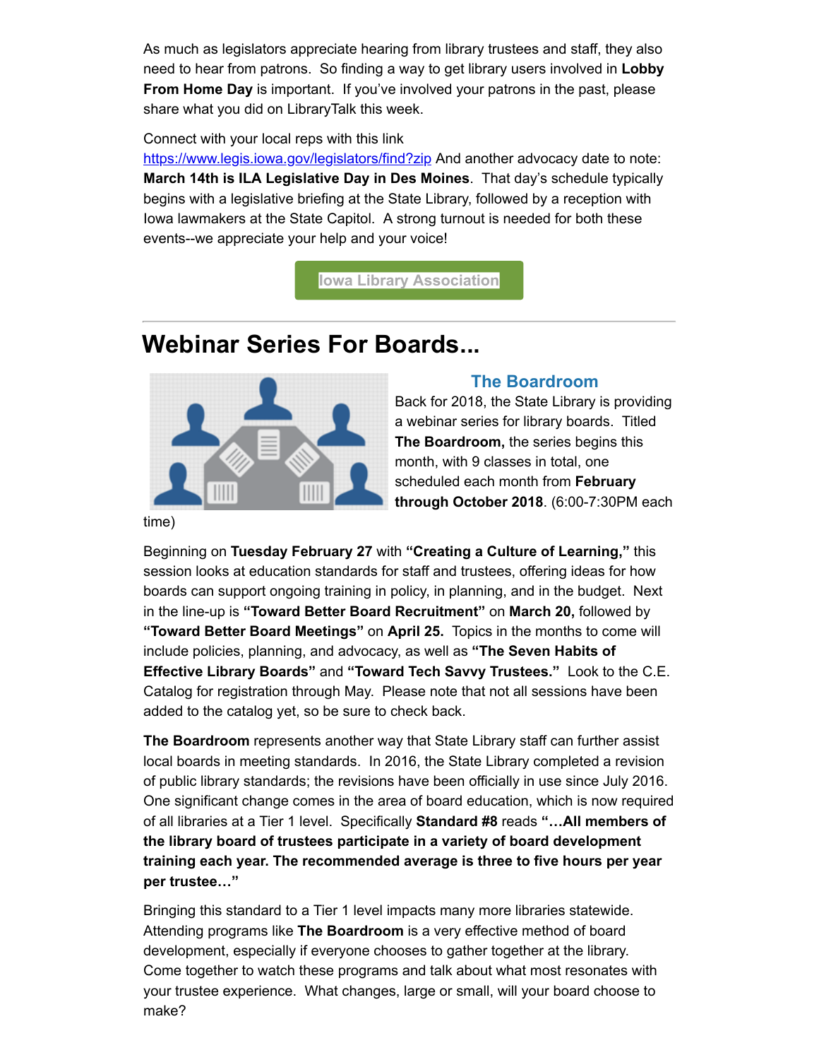As much as legislators appreciate hearing from library trustees and staff, they also need to hear from patrons. So finding a way to get library users involved in **Lobby From Home Day** is important. If you've involved your patrons in the past, please share what you did on LibraryTalk this week.

Connect with your local reps with this link https://www.legis.iowa.gov/legislators/find?zip And another advocacy date to note: **March 14th is ILA Legislative Day in Des Moines**. That day's schedule typically begins with a legislative briefing at the State Library, followed by a reception with Iowa lawmakers at the State Capitol. A strong turnout is needed for both these events--we appreciate your help and your voice!

Iowa Library Association

---

# Webinar Series For Boards...

### The Boardroom

Back for 2018, the State Library is providing a webinar series for library boards. Titled **The Boardroom,** the series begins this month, with 9 classes in total, one scheduled each month from **February through October 2018**. (6:00-7:30PM each time)

Beginning on **Tuesday February 27** with **"Creating a Culture of Learning,"** this session looks at education standards for staff and trustees, offering ideas for how boards can support ongoing training in policy, in planning, and in the budget. Next in the line-up is **"Toward Better Board Recruitment"** on **March 20,** followed by **"Toward Better Board Meetings"** on **April 25.** Topics in the months to come will include policies, planning, and advocacy, as well as **"The Seven Habits of Effective Library Boards"** and **"Toward Tech Savvy Trustees."** Look to the C.E. Catalog for registration through May. Please note that not all sessions have been added to the catalog yet, so be sure to check back.

**The Boardroom** represents another way that State Library staff can further assist local boards in meeting standards. In 2016, the State Library completed a revision of public library standards; the revisions have been officially in use since July 2016. One significant change comes in the area of board education, which is now required of all libraries at a Tier 1 level. Specifically **Standard #8** reads **"…All members of the library board of trustees participate in a variety of board development training each year. The recommended average is three to five hours per year per trustee…"**

Bringing this standard to a Tier 1 level impacts many more libraries statewide. Attending programs like **The Boardroom** is a very effective method of board development, especially if everyone chooses to gather together at the library. Come together to watch these programs and talk about what most resonates with your trustee experience. What changes, large or small, will your board choose to make?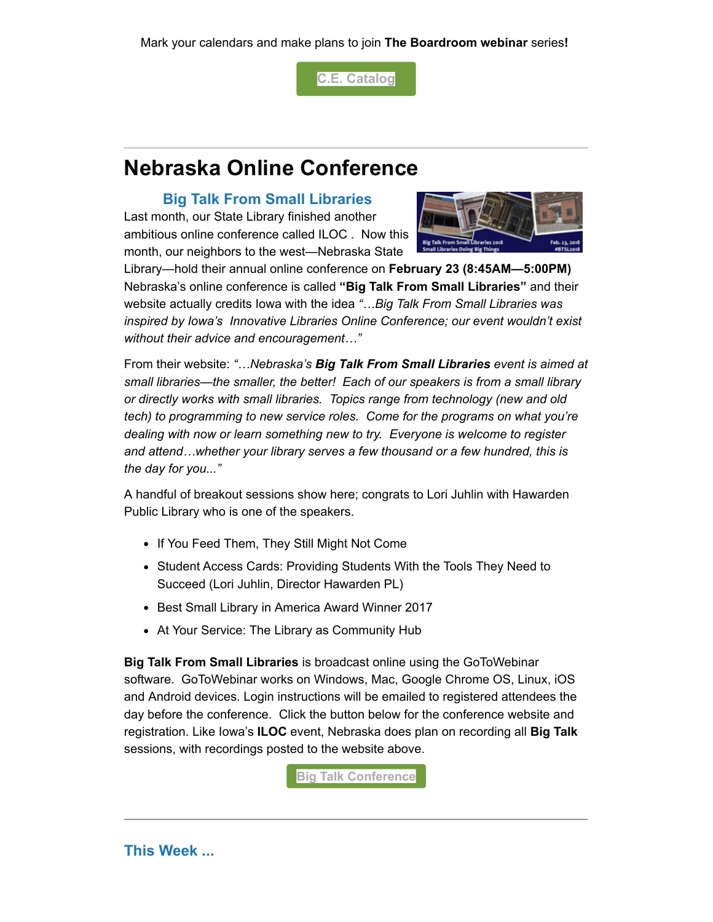Mark your calendars and make plans to join **The Boardroom webinar** series**!**

C.E. Catalog

---

# Nebraska Online Conference

### Big Talk From Small Libraries

Last month, our State Library finished another ambitious online conference called ILOC . Now this month, our neighbors to the west—Nebraska State Library—hold their annual online conference on **February 23 (8:45AM—5:00PM)** Nebraska's online conference is called **"Big Talk From Small Libraries"** and their website actually credits Iowa with the idea *"…Big Talk From Small Libraries was inspired by Iowa's Innovative Libraries Online Conference; our event wouldn't exist without their advice and encouragement…"*

From their website: *"…Nebraska's **Big Talk From Small Libraries** event is aimed at small libraries—the smaller, the better! Each of our speakers is from a small library or directly works with small libraries. Topics range from technology (new and old tech) to programming to new service roles. Come for the programs on what you're dealing with now or learn something new to try. Everyone is welcome to register and attend…whether your library serves a few thousand or a few hundred, this is the day for you..."*

A handful of breakout sessions show here; congrats to Lori Juhlin with Hawarden Public Library who is one of the speakers.

- If You Feed Them, They Still Might Not Come
- Student Access Cards: Providing Students With the Tools They Need to Succeed (Lori Juhlin, Director Hawarden PL)
- Best Small Library in America Award Winner 2017
- At Your Service: The Library as Community Hub

**Big Talk From Small Libraries** is broadcast online using the GoToWebinar software. GoToWebinar works on Windows, Mac, Google Chrome OS, Linux, iOS and Android devices. Login instructions will be emailed to registered attendees the day before the conference. Click the button below for the conference website and registration. Like Iowa's **ILOC** event, Nebraska does plan on recording all **Big Talk** sessions, with recordings posted to the website above.

Big Talk Conference

---

### This Week ...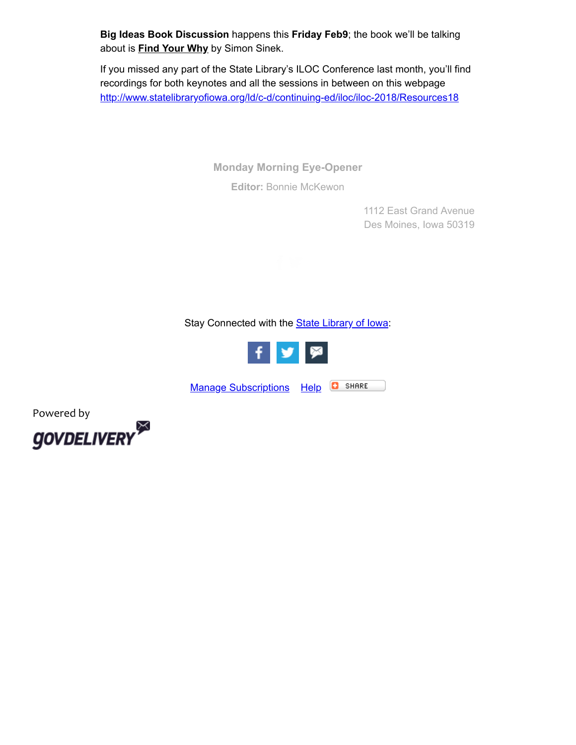**Big Ideas Book Discussion** happens this **Friday Feb9**; the book we'll be talking about is **Find Your Why** by Simon Sinek.

If you missed any part of the State Library's ILOC Conference last month, you'll find recordings for both keynotes and all the sessions in between on this webpage http://www.statelibraryofiowa.org/ld/c-d/continuing-ed/iloc/iloc-2018/Resources18

**Monday Morning Eye-Opener**

**Editor:** Bonnie McKewon

1112 East Grand Avenue
Des Moines, Iowa 50319

Stay Connected with the State Library of Iowa:

Manage Subscriptions Help SHARE

Powered by

GOVDELIVERY